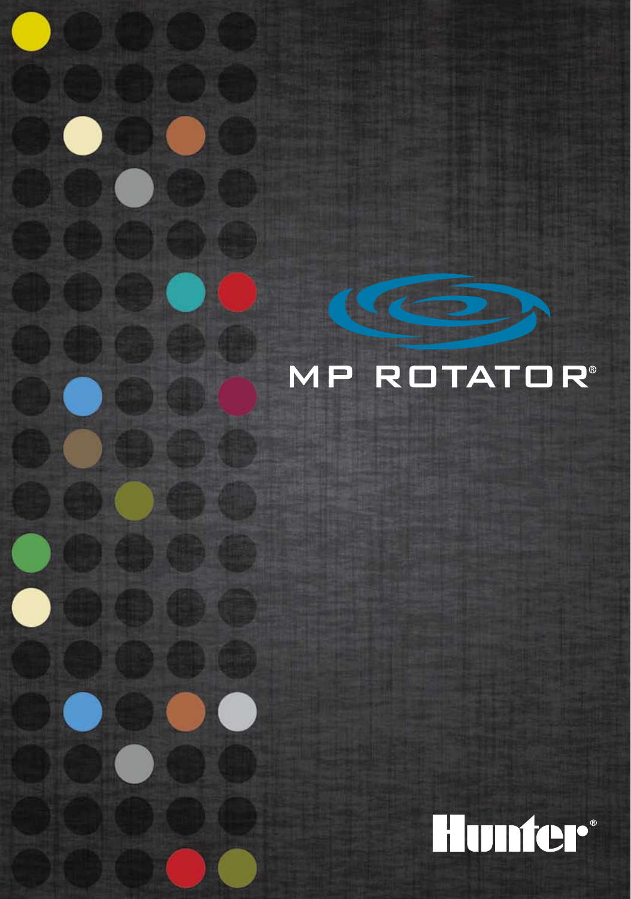# MP ROTATOR®

Hunter®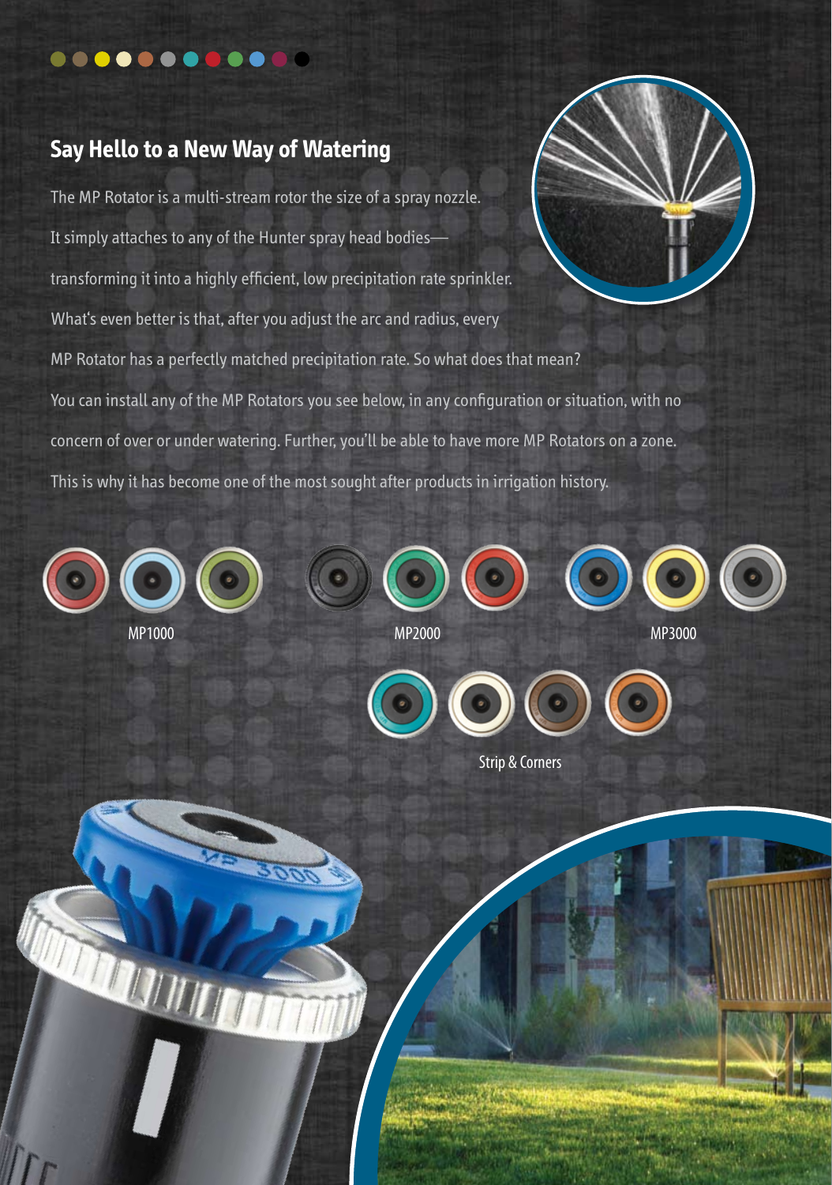## Say Hello to a New Way of Watering

The MP Rotator is a multi-stream rotor the size of a spray nozzle. It simply attaches to any of the Hunter spray head bodies—transforming it into a highly efficient, low precipitation rate sprinkler. What's even better is that, after you adjust the arc and radius, every MP Rotator has a perfectly matched precipitation rate. So what does that mean? You can install any of the MP Rotators you see below, in any configuration or situation, with no concern of over or under watering. Further, you'll be able to have more MP Rotators on a zone. This is why it has become one of the most sought after products in irrigation history.

MP1000

MP2000

MP3000

Strip & Corners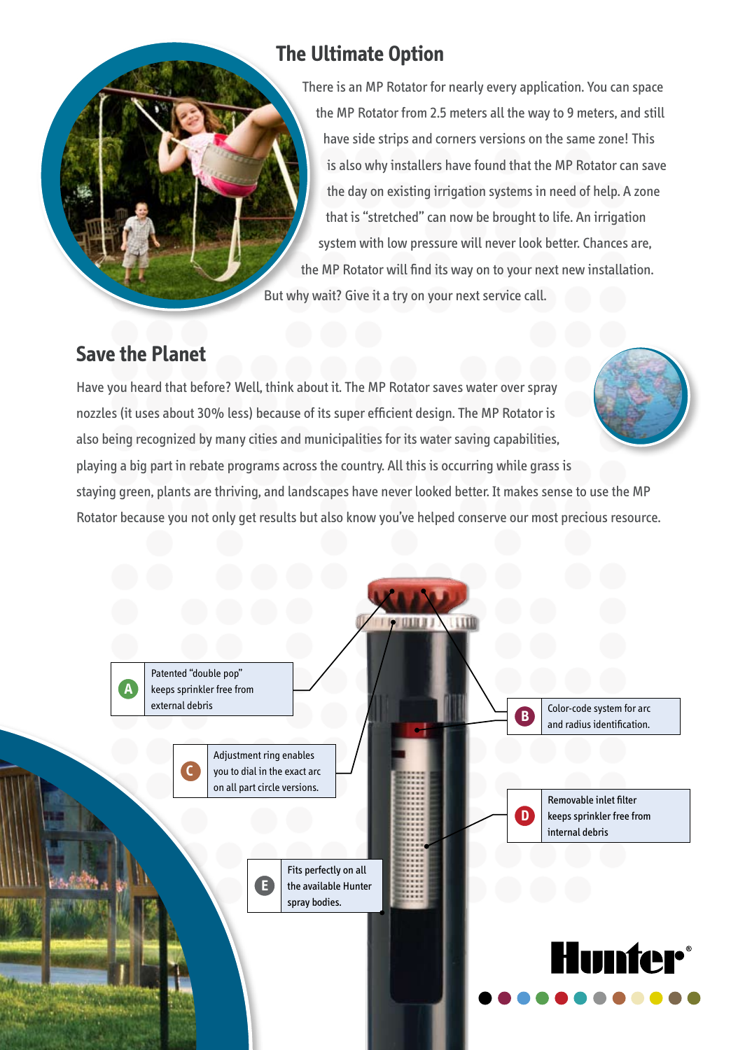## The Ultimate Option

There is an MP Rotator for nearly every application. You can space the MP Rotator from 2.5 meters all the way to 9 meters, and still have side strips and corners versions on the same zone! This is also why installers have found that the MP Rotator can save the day on existing irrigation systems in need of help. A zone that is "stretched" can now be brought to life. An irrigation system with low pressure will never look better. Chances are, the MP Rotator will find its way on to your next new installation. But why wait? Give it a try on your next service call.

## Save the Planet

Have you heard that before? Well, think about it. The MP Rotator saves water over spray nozzles (it uses about 30% less) because of its super efficient design. The MP Rotator is also being recognized by many cities and municipalities for its water saving capabilities, playing a big part in rebate programs across the country. All this is occurring while grass is staying green, plants are thriving, and landscapes have never looked better. It makes sense to use the MP Rotator because you not only get results but also know you've helped conserve our most precious resource.

**A** Patented "double pop" keeps sprinkler free from external debris

**B** Color-code system for arc and radius identification.

**C** Adjustment ring enables you to dial in the exact arc on all part circle versions.

**D** Removable inlet filter keeps sprinkler free from internal debris

**E** Fits perfectly on all the available Hunter spray bodies.

Hunter®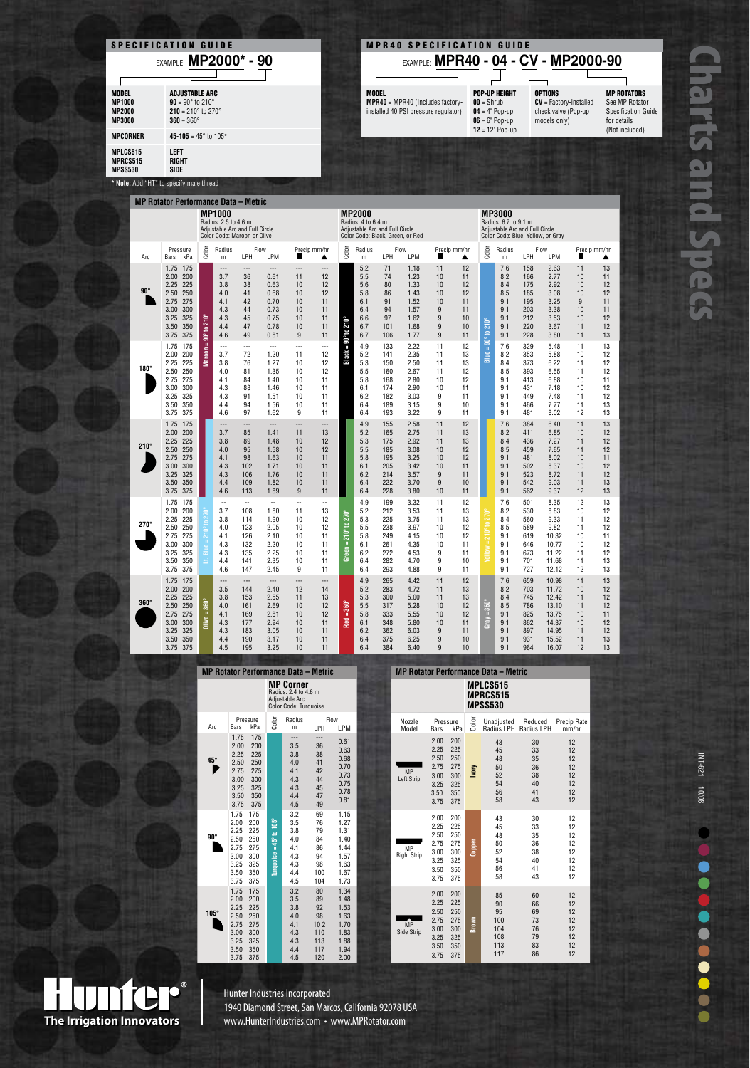# Charts and Specs

## SPECIFICATION GUIDE

EXAMPLE: **MP2000* - 90**

| MODEL | ADJUSTABLE ARC |
|---|---|
| MP1000<br>MP2000<br>MP3000 | 90 = 90° to 210°<br>210 = 210° to 270°<br>360 = 360° |
| MPCORNER | 45-105 = 45° to 105° |
| MPLCS515<br>MPRCS515<br>MPSS530 | LEFT<br>RIGHT<br>SIDE |

* **Note:** Add "HT" to specify male thread

## MPR40 SPECIFICATION GUIDE

EXAMPLE: **MPR40 - 04 - CV - MP2000-90**

| MODEL | POP-UP HEIGHT | OPTIONS | MP ROTATORS |
|---|---|---|---|
| MPR40 = MPR40 (Includes factory-installed 40 PSI pressure regulator) | 00 = Shrub<br>04 = 4" Pop-up<br>06 = 6" Pop-up<br>12 = 12" Pop-up | CV = Factory-installed check valve (Pop-up models only) | See MP Rotator Specification Guide for details (Not included) |

## MP Rotator Performance Data – Metric

MP1000 — Radius: 2.5 to 4.6 m; Adjustable Arc and Full Circle; Color Code: Maroon or Olive
MP2000 — Radius: 4 to 6.4 m; Adjustable Arc and Full Circle; Color Code: Black, Green, or Red
MP3000 — Radius: 6.7 to 9.1 m; Adjustable Arc and Full Circle; Color Code: Blue, Yellow, or Gray

| Arc | Pressure Bars | Pressure kPa | MP1000 Color | MP1000 Radius m | MP1000 Flow LPH | MP1000 Flow LPM | MP1000 Precip mm/hr ■ | MP1000 Precip mm/hr ▲ | MP2000 Color | MP2000 Radius m | MP2000 Flow LPH | MP2000 Flow LPM | MP2000 Precip mm/hr ■ | MP2000 Precip mm/hr ▲ | MP3000 Color | MP3000 Radius m | MP3000 Flow LPH | MP3000 Flow LPM | MP3000 Precip mm/hr ■ | MP3000 Precip mm/hr ▲ |
|---|---|---|---|---|---|---|---|---|---|---|---|---|---|---|---|---|---|---|---|---|
| 90° | 1.75 | 175 | Maroon = 90° to 210° | --- | --- | --- | --- | --- | Black = 90° to 210° | 5.2 | 71 | 1.18 | 11 | 12 | Blue = 90° to 210° | 7.6 | 158 | 2.63 | 11 | 13 |
| | 2.00 | 200 | | 3.7 | 36 | 0.61 | 11 | 12 | | 5.5 | 74 | 1.23 | 10 | 11 | | 8.2 | 166 | 2.77 | 10 | 11 |
| | 2.25 | 225 | | 3.8 | 38 | 0.63 | 10 | 12 | | 5.6 | 80 | 1.33 | 10 | 12 | | 8.4 | 175 | 2.92 | 10 | 12 |
| | 2.50 | 250 | | 4.0 | 41 | 0.68 | 10 | 12 | | 5.8 | 86 | 1.43 | 10 | 12 | | 8.5 | 185 | 3.08 | 10 | 12 |
| | 2.75 | 275 | | 4.1 | 42 | 0.70 | 10 | 11 | | 6.1 | 91 | 1.52 | 10 | 11 | | 9.1 | 195 | 3.25 | 9 | 11 |
| | 3.00 | 300 | | 4.3 | 44 | 0.73 | 10 | 11 | | 6.4 | 94 | 1.57 | 9 | 11 | | 9.1 | 203 | 3.38 | 10 | 11 |
| | 3.25 | 325 | | 4.3 | 45 | 0.75 | 10 | 11 | | 6.6 | 97 | 1.62 | 9 | 10 | | 9.1 | 212 | 3.53 | 10 | 12 |
| | 3.50 | 350 | | 4.4 | 47 | 0.78 | 10 | 11 | | 6.7 | 101 | 1.68 | 9 | 10 | | 9.1 | 220 | 3.67 | 11 | 12 |
| | 3.75 | 375 | | 4.6 | 49 | 0.81 | 9 | 11 | | 6.7 | 106 | 1.77 | 9 | 11 | | 9.1 | 228 | 3.80 | 11 | 13 |
| 180° | 1.75 | 175 | | --- | --- | --- | --- | --- | | 4.9 | 133 | 2.22 | 11 | 12 | | 7.6 | 329 | 5.48 | 11 | 13 |
| | 2.00 | 200 | | 3.7 | 72 | 1.20 | 11 | 12 | | 5.2 | 141 | 2.35 | 11 | 13 | | 8.2 | 353 | 5.88 | 10 | 12 |
| | 2.25 | 225 | | 3.8 | 76 | 1.27 | 10 | 12 | | 5.3 | 150 | 2.50 | 11 | 13 | | 8.4 | 373 | 6.22 | 11 | 12 |
| | 2.50 | 250 | | 4.0 | 81 | 1.35 | 10 | 12 | | 5.5 | 160 | 2.67 | 11 | 12 | | 8.5 | 393 | 6.55 | 11 | 12 |
| | 2.75 | 275 | | 4.1 | 84 | 1.40 | 10 | 11 | | 5.8 | 168 | 2.80 | 10 | 12 | | 9.1 | 413 | 6.88 | 10 | 11 |
| | 3.00 | 300 | | 4.3 | 88 | 1.46 | 10 | 11 | | 6.1 | 174 | 2.90 | 10 | 11 | | 9.1 | 431 | 7.18 | 10 | 12 |
| | 3.25 | 325 | | 4.3 | 91 | 1.51 | 10 | 11 | | 6.2 | 182 | 3.03 | 9 | 11 | | 9.1 | 449 | 7.48 | 11 | 12 |
| | 3.50 | 350 | | 4.4 | 94 | 1.56 | 10 | 11 | | 6.4 | 189 | 3.15 | 9 | 10 | | 9.1 | 466 | 7.77 | 11 | 13 |
| | 3.75 | 375 | | 4.6 | 97 | 1.62 | 9 | 11 | | 6.4 | 193 | 3.22 | 9 | 11 | | 9.1 | 481 | 8.02 | 12 | 13 |
| 210° | 1.75 | 175 | | --- | --- | --- | --- | --- | | 4.9 | 155 | 2.58 | 11 | 12 | | 7.6 | 384 | 6.40 | 11 | 13 |
| | 2.00 | 200 | | 3.7 | 85 | 1.41 | 11 | 13 | | 5.2 | 165 | 2.75 | 11 | 13 | | 8.2 | 411 | 6.85 | 10 | 12 |
| | 2.25 | 225 | | 3.8 | 89 | 1.48 | 10 | 12 | | 5.3 | 175 | 2.92 | 11 | 13 | | 8.4 | 436 | 7.27 | 11 | 12 |
| | 2.50 | 250 | | 4.0 | 95 | 1.58 | 10 | 12 | | 5.5 | 185 | 3.08 | 10 | 12 | | 8.5 | 459 | 7.65 | 11 | 12 |
| | 2.75 | 275 | | 4.1 | 98 | 1.63 | 10 | 11 | | 5.8 | 195 | 3.25 | 10 | 12 | | 9.1 | 481 | 8.02 | 10 | 11 |
| | 3.00 | 300 | | 4.3 | 102 | 1.71 | 10 | 11 | | 6.1 | 205 | 3.42 | 10 | 11 | | 9.1 | 502 | 8.37 | 10 | 12 |
| | 3.25 | 325 | | 4.3 | 106 | 1.76 | 10 | 11 | | 6.2 | 214 | 3.57 | 9 | 11 | | 9.1 | 523 | 8.72 | 11 | 12 |
| | 3.50 | 350 | | 4.4 | 109 | 1.82 | 10 | 11 | | 6.4 | 222 | 3.70 | 9 | 10 | | 9.1 | 542 | 9.03 | 11 | 13 |
| | 3.75 | 375 | | 4.6 | 113 | 1.89 | 9 | 11 | | 6.4 | 228 | 3.80 | 10 | 11 | | 9.1 | 562 | 9.37 | 12 | 13 |
| 270° | 1.75 | 175 | Lt. Blue = 210° to 270° | -- | -- | -- | -- | -- | Green = 210° to 270° | 4.9 | 199 | 3.32 | 11 | 12 | Yellow = 210° to 270° | 7.6 | 501 | 8.35 | 12 | 13 |
| | 2.00 | 200 | | 3.7 | 108 | 1.80 | 11 | 13 | | 5.2 | 212 | 3.53 | 11 | 13 | | 8.2 | 530 | 8.83 | 10 | 12 |
| | 2.25 | 225 | | 3.8 | 114 | 1.90 | 10 | 12 | | 5.3 | 225 | 3.75 | 11 | 13 | | 8.4 | 560 | 9.33 | 11 | 12 |
| | 2.50 | 250 | | 4.0 | 123 | 2.05 | 10 | 12 | | 5.5 | 238 | 3.97 | 10 | 12 | | 8.5 | 589 | 9.82 | 11 | 12 |
| | 2.75 | 275 | | 4.1 | 126 | 2.10 | 10 | 11 | | 5.8 | 249 | 4.15 | 10 | 12 | | 9.1 | 619 | 10.32 | 10 | 11 |
| | 3.00 | 300 | | 4.3 | 132 | 2.20 | 10 | 11 | | 6.1 | 261 | 4.35 | 10 | 11 | | 9.1 | 646 | 10.77 | 10 | 12 |
| | 3.25 | 325 | | 4.3 | 135 | 2.25 | 10 | 11 | | 6.2 | 272 | 4.53 | 9 | 11 | | 9.1 | 673 | 11.22 | 11 | 12 |
| | 3.50 | 350 | | 4.4 | 141 | 2.35 | 10 | 11 | | 6.4 | 282 | 4.70 | 9 | 10 | | 9.1 | 701 | 11.68 | 11 | 13 |
| | 3.75 | 375 | | 4.6 | 147 | 2.45 | 9 | 11 | | 6.4 | 293 | 4.88 | 9 | 11 | | 9.1 | 727 | 12.12 | 12 | 13 |
| 360° | 1.75 | 175 | Olive = 360° | --- | --- | --- | --- | --- | Red = 360° | 4.9 | 265 | 4.42 | 11 | 12 | Gray = 360° | 7.6 | 659 | 10.98 | 11 | 13 |
| | 2.00 | 200 | | 3.5 | 144 | 2.40 | 12 | 14 | | 5.2 | 283 | 4.72 | 11 | 13 | | 8.2 | 703 | 11.72 | 10 | 12 |
| | 2.25 | 225 | | 3.8 | 153 | 2.55 | 11 | 13 | | 5.3 | 300 | 5.00 | 11 | 13 | | 8.4 | 745 | 12.42 | 11 | 12 |
| | 2.50 | 250 | | 4.0 | 161 | 2.69 | 10 | 12 | | 5.5 | 317 | 5.28 | 10 | 12 | | 8.5 | 786 | 13.10 | 11 | 12 |
| | 2.75 | 275 | | 4.1 | 169 | 2.81 | 10 | 12 | | 5.8 | 333 | 5.55 | 10 | 12 | | 9.1 | 825 | 13.75 | 10 | 11 |
| | 3.00 | 300 | | 4.3 | 177 | 2.94 | 10 | 11 | | 6.1 | 348 | 5.80 | 10 | 11 | | 9.1 | 862 | 14.37 | 10 | 12 |
| | 3.25 | 325 | | 4.3 | 183 | 3.05 | 10 | 11 | | 6.2 | 362 | 6.03 | 9 | 11 | | 9.1 | 897 | 14.95 | 11 | 12 |
| | 3.50 | 350 | | 4.4 | 190 | 3.17 | 10 | 11 | | 6.4 | 375 | 6.25 | 9 | 10 | | 9.1 | 931 | 15.52 | 11 | 13 |
| | 3.75 | 375 | | 4.5 | 195 | 3.25 | 10 | 11 | | 6.4 | 384 | 6.40 | 9 | 10 | | 9.1 | 964 | 16.07 | 12 | 13 |

## MP Rotator Performance Data – Metric

MP Corner — Radius: 2.4 to 4.6 m; Adjustable Arc; Color Code: Turquoise

| Arc | Pressure Bars | Pressure kPa | Color | Radius m | Flow LPH | Flow LPM |
|---|---|---|---|---|---|---|
| 45° | 1.75 | 175 | Turquoise = 45° to 105° | --- | --- | |
| | 2.00 | 200 | | 3.5 | 36 | 0.61 |
| | 2.25 | 225 | | 3.8 | 38 | 0.63 |
| | 2.50 | 250 | | 4.0 | 41 | 0.68 |
| | 2.75 | 275 | | 4.1 | 42 | 0.70 |
| | 3.00 | 300 | | 4.3 | 44 | 0.73 |
| | 3.25 | 325 | | 4.3 | 45 | 0.75 |
| | 3.50 | 350 | | 4.4 | 47 | 0.78 |
| | 3.75 | 375 | | 4.5 | 49 | 0.81 |
| 90° | 1.75 | 175 | | 3.2 | 69 | 1.15 |
| | 2.00 | 200 | | 3.5 | 76 | 1.27 |
| | 2.25 | 225 | | 3.8 | 79 | 1.31 |
| | 2.50 | 250 | | 4.0 | 84 | 1.40 |
| | 2.75 | 275 | | 4.1 | 86 | 1.44 |
| | 3.00 | 300 | | 4.3 | 94 | 1.57 |
| | 3.25 | 325 | | 4.3 | 98 | 1.63 |
| | 3.50 | 350 | | 4.4 | 100 | 1.67 |
| | 3.75 | 375 | | 4.5 | 104 | 1.73 |
| 105° | 1.75 | 175 | | 3.2 | 80 | 1.34 |
| | 2.00 | 200 | | 3.5 | 89 | 1.48 |
| | 2.25 | 225 | | 3.8 | 92 | 1.53 |
| | 2.50 | 250 | | 4.0 | 98 | 1.63 |
| | 2.75 | 275 | | 4.1 | 102 | 1.70 |
| | 3.00 | 300 | | 4.3 | 110 | 1.83 |
| | 3.25 | 325 | | 4.3 | 113 | 1.88 |
| | 3.50 | 350 | | 4.4 | 117 | 1.94 |
| | 3.75 | 375 | | 4.5 | 120 | 2.00 |

## MP Rotator Performance Data – Metric

MPLCS515 / MPRCS515 / MPSS530

| Nozzle Model | Pressure Bars | Pressure kPa | Color | Unadjusted Radius LPH | Reduced Radius LPH | Precip Rate mm/hr |
|---|---|---|---|---|---|---|
| MP Left Strip | 2.00 | 200 | Ivory | 43 | 30 | 12 |
| | 2.25 | 225 | | 45 | 33 | 12 |
| | 2.50 | 250 | | 48 | 35 | 12 |
| | 2.75 | 275 | | 50 | 36 | 12 |
| | 3.00 | 300 | | 52 | 38 | 12 |
| | 3.25 | 325 | | 54 | 40 | 12 |
| | 3.50 | 350 | | 56 | 41 | 12 |
| | 3.75 | 375 | | 58 | 43 | 12 |
| MP Right Strip | 2.00 | 200 | Copper | 43 | 30 | 12 |
| | 2.25 | 225 | | 45 | 33 | 12 |
| | 2.50 | 250 | | 48 | 35 | 12 |
| | 2.75 | 275 | | 50 | 36 | 12 |
| | 3.00 | 300 | | 52 | 38 | 12 |
| | 3.25 | 325 | | 54 | 40 | 12 |
| | 3.50 | 350 | | 56 | 41 | 12 |
| | 3.75 | 375 | | 58 | 43 | 12 |
| MP Side Strip | 2.00 | 200 | Brown | 85 | 60 | 12 |
| | 2.25 | 225 | | 90 | 66 | 12 |
| | 2.50 | 250 | | 95 | 69 | 12 |
| | 2.75 | 275 | | 100 | 73 | 12 |
| | 3.00 | 300 | | 104 | 76 | 12 |
| | 3.25 | 325 | | 108 | 79 | 12 |
| | 3.50 | 350 | | 113 | 83 | 12 |
| | 3.75 | 375 | | 117 | 86 | 12 |

INT-621 10/08

**Hunter®** The Irrigation Innovators

Hunter Industries Incorporated
1940 Diamond Street, San Marcos, California 92078 USA
www.HunterIndustries.com • www.MPRotator.com